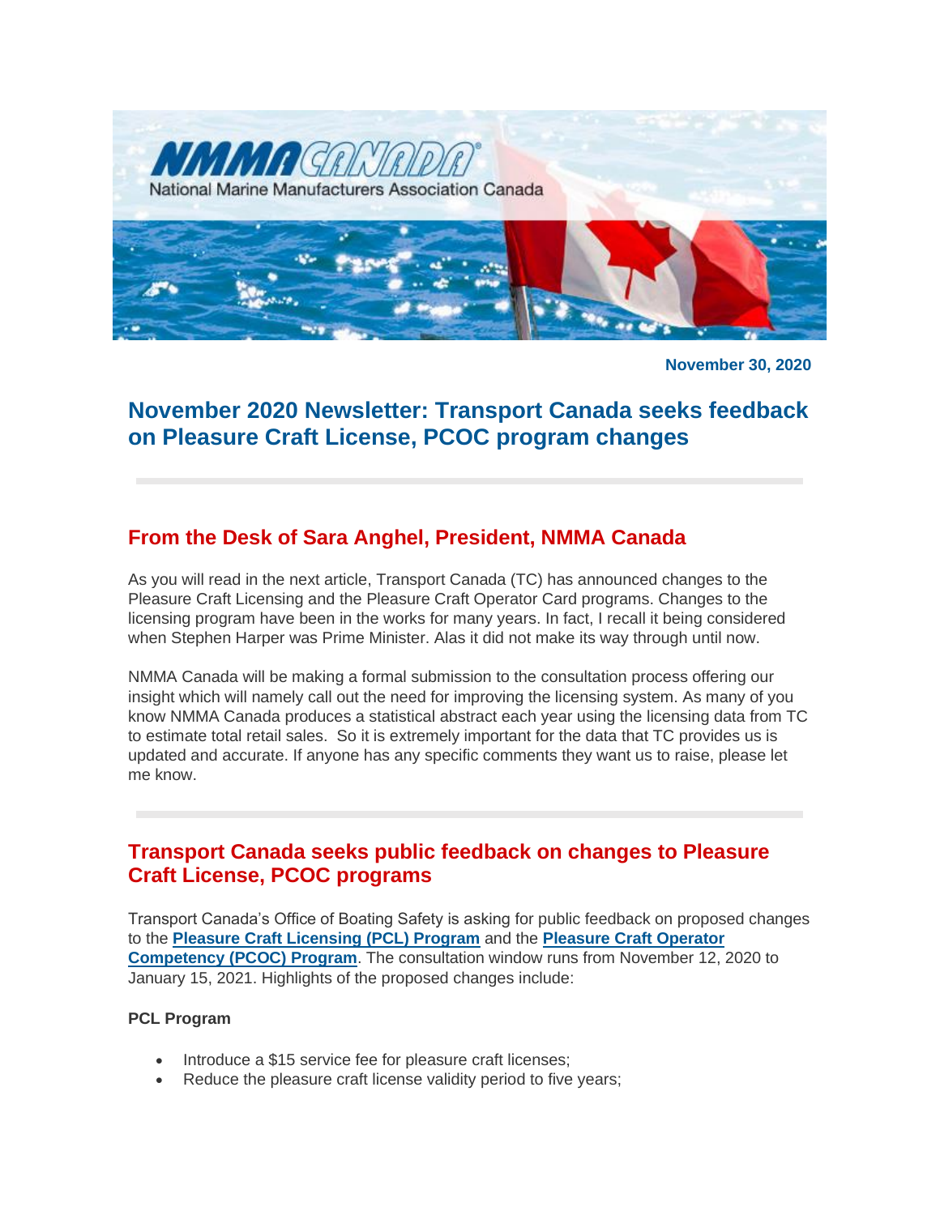November 30, 2020

# November 2020 Newsletter: Transport Canada seeks feedback on Pleasure Craft License, PCOC program changes

## From the Desk of Sara Anghel, President, NMMA Canada

As you will read in the next article, Transport Canada (TC) has announced changes to the Pleasure Craft Licensing and the Pleasure Craft Operator Card programs. Changes to the licensing program have been in the works for many years. In fact, I recall it being considered when Stephen Harper was Prime Minister. Alas it did not make its way through until now.

NMMA Canada will be making a formal submission to the consultation process offering our insight which will namely call out the need for improving the licensing system. As many of you know NMMA Canada produces a statistical abstract each year using the licensing data from TC to estimate total retail sales. So it is extremely important for the data that TC provides us is updated and accurate. If anyone has any specific comments they want us to raise, please let me know.

## Transport Canada seeks public feedback on changes to Pleasure Craft License, PCOC programs

Transport Canada's Office of Boating Safety is asking for public feedback on proposed changes to the **Pleasure Craft Licensing (PCL) Program** and the **Pleasure Craft Operator Competency (PCOC) Program**. The consultation window runs from November 12, 2020 to January 15, 2021. Highlights of the proposed changes include:

**PCL Program**

- Introduce a $15 service fee for pleasure craft licenses;
- Reduce the pleasure craft license validity period to five years;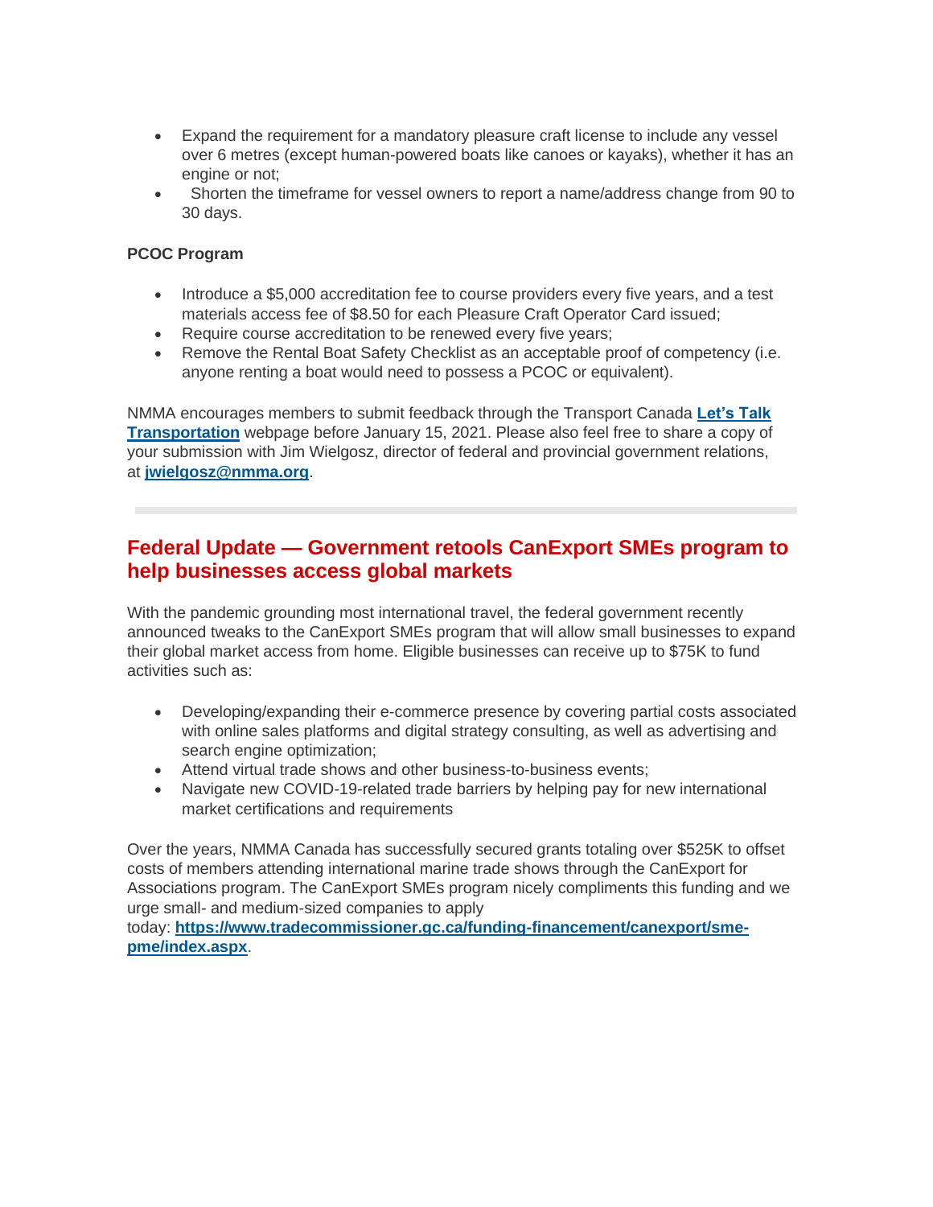- Expand the requirement for a mandatory pleasure craft license to include any vessel over 6 metres (except human-powered boats like canoes or kayaks), whether it has an engine or not;
- Shorten the timeframe for vessel owners to report a name/address change from 90 to 30 days.

**PCOC Program**

- Introduce a $5,000 accreditation fee to course providers every five years, and a test materials access fee of $8.50 for each Pleasure Craft Operator Card issued;
- Require course accreditation to be renewed every five years;
- Remove the Rental Boat Safety Checklist as an acceptable proof of competency (i.e. anyone renting a boat would need to possess a PCOC or equivalent).

NMMA encourages members to submit feedback through the Transport Canada **Let's Talk Transportation** webpage before January 15, 2021. Please also feel free to share a copy of your submission with Jim Wielgosz, director of federal and provincial government relations, at **jwielgosz@nmma.org**.

---

## Federal Update — Government retools CanExport SMEs program to help businesses access global markets

With the pandemic grounding most international travel, the federal government recently announced tweaks to the CanExport SMEs program that will allow small businesses to expand their global market access from home. Eligible businesses can receive up to $75K to fund activities such as:

- Developing/expanding their e-commerce presence by covering partial costs associated with online sales platforms and digital strategy consulting, as well as advertising and search engine optimization;
- Attend virtual trade shows and other business-to-business events;
- Navigate new COVID-19-related trade barriers by helping pay for new international market certifications and requirements

Over the years, NMMA Canada has successfully secured grants totaling over $525K to offset costs of members attending international marine trade shows through the CanExport for Associations program. The CanExport SMEs program nicely compliments this funding and we urge small- and medium-sized companies to apply today: **https://www.tradecommissioner.gc.ca/funding-financement/canexport/sme-pme/index.aspx**.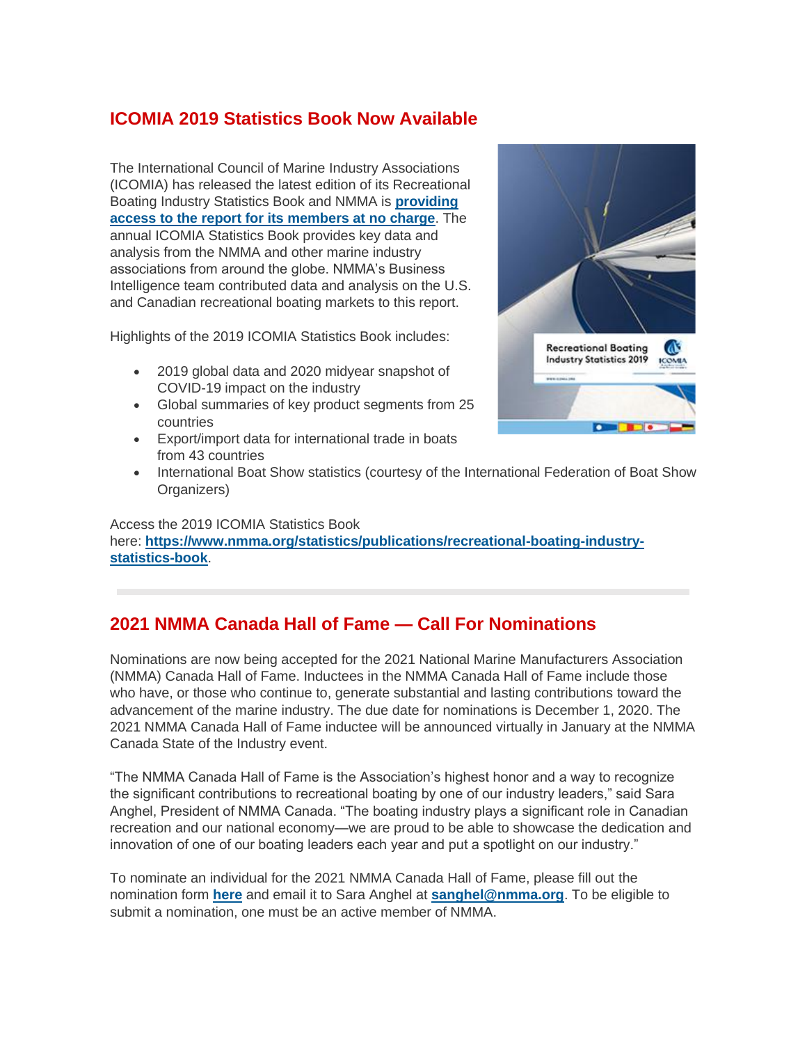## ICOMIA 2019 Statistics Book Now Available

The International Council of Marine Industry Associations (ICOMIA) has released the latest edition of its Recreational Boating Industry Statistics Book and NMMA is **providing access to the report for its members at no charge**. The annual ICOMIA Statistics Book provides key data and analysis from the NMMA and other marine industry associations from around the globe. NMMA's Business Intelligence team contributed data and analysis on the U.S. and Canadian recreational boating markets to this report.

Highlights of the 2019 ICOMIA Statistics Book includes:

- 2019 global data and 2020 midyear snapshot of COVID-19 impact on the industry
- Global summaries of key product segments from 25 countries
- Export/import data for international trade in boats from 43 countries
- International Boat Show statistics (courtesy of the International Federation of Boat Show Organizers)

Access the 2019 ICOMIA Statistics Book here: **https://www.nmma.org/statistics/publications/recreational-boating-industry-statistics-book**.

---

## 2021 NMMA Canada Hall of Fame — Call For Nominations

Nominations are now being accepted for the 2021 National Marine Manufacturers Association (NMMA) Canada Hall of Fame. Inductees in the NMMA Canada Hall of Fame include those who have, or those who continue to, generate substantial and lasting contributions toward the advancement of the marine industry. The due date for nominations is December 1, 2020. The 2021 NMMA Canada Hall of Fame inductee will be announced virtually in January at the NMMA Canada State of the Industry event.

"The NMMA Canada Hall of Fame is the Association's highest honor and a way to recognize the significant contributions to recreational boating by one of our industry leaders," said Sara Anghel, President of NMMA Canada. "The boating industry plays a significant role in Canadian recreation and our national economy—we are proud to be able to showcase the dedication and innovation of one of our boating leaders each year and put a spotlight on our industry."

To nominate an individual for the 2021 NMMA Canada Hall of Fame, please fill out the nomination form **here** and email it to Sara Anghel at **sanghel@nmma.org**. To be eligible to submit a nomination, one must be an active member of NMMA.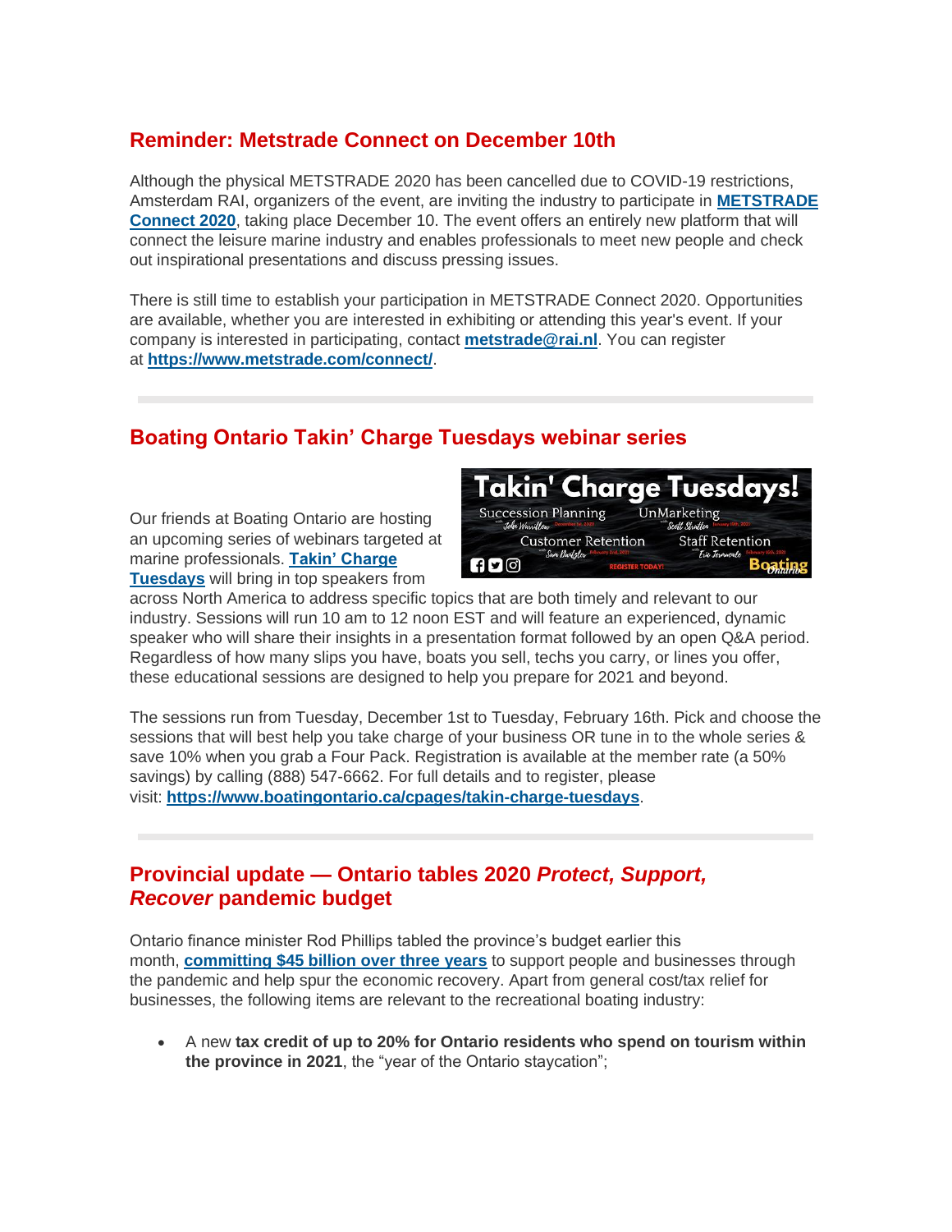## Reminder: Metstrade Connect on December 10th

Although the physical METSTRADE 2020 has been cancelled due to COVID-19 restrictions, Amsterdam RAI, organizers of the event, are inviting the industry to participate in **METSTRADE Connect 2020**, taking place December 10. The event offers an entirely new platform that will connect the leisure marine industry and enables professionals to meet new people and check out inspirational presentations and discuss pressing issues.

There is still time to establish your participation in METSTRADE Connect 2020. Opportunities are available, whether you are interested in exhibiting or attending this year's event. If your company is interested in participating, contact **metstrade@rai.nl**. You can register at **https://www.metstrade.com/connect/**.

---

## Boating Ontario Takin' Charge Tuesdays webinar series

Our friends at Boating Ontario are hosting an upcoming series of webinars targeted at marine professionals. **Takin' Charge Tuesdays** will bring in top speakers from across North America to address specific topics that are both timely and relevant to our industry. Sessions will run 10 am to 12 noon EST and will feature an experienced, dynamic speaker who will share their insights in a presentation format followed by an open Q&A period. Regardless of how many slips you have, boats you sell, techs you carry, or lines you offer, these educational sessions are designed to help you prepare for 2021 and beyond.

The sessions run from Tuesday, December 1st to Tuesday, February 16th. Pick and choose the sessions that will best help you take charge of your business OR tune in to the whole series & save 10% when you grab a Four Pack. Registration is available at the member rate (a 50% savings) by calling (888) 547-6662. For full details and to register, please visit: **https://www.boatingontario.ca/cpages/takin-charge-tuesdays**.

---

## Provincial update — Ontario tables 2020 *Protect, Support, Recover* pandemic budget

Ontario finance minister Rod Phillips tabled the province's budget earlier this month, **committing $45 billion over three years** to support people and businesses through the pandemic and help spur the economic recovery. Apart from general cost/tax relief for businesses, the following items are relevant to the recreational boating industry:

- A new **tax credit of up to 20% for Ontario residents who spend on tourism within the province in 2021**, the "year of the Ontario staycation";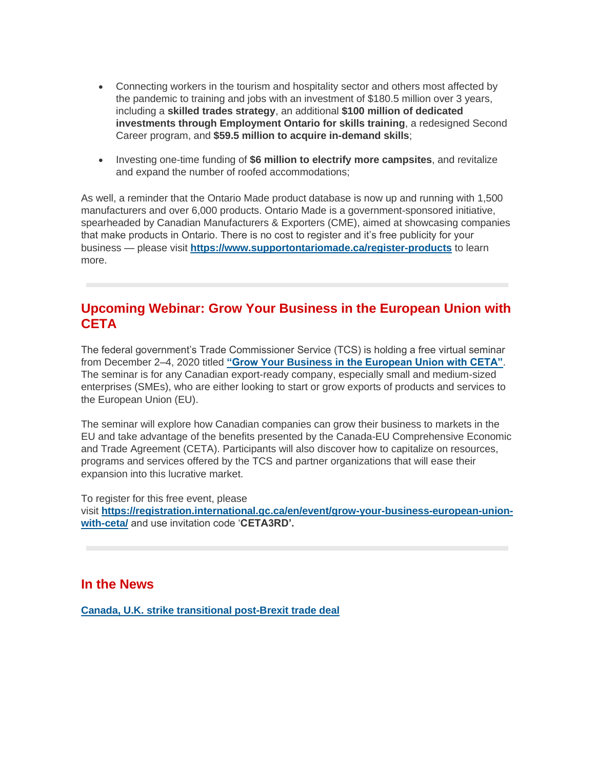- Connecting workers in the tourism and hospitality sector and others most affected by the pandemic to training and jobs with an investment of $180.5 million over 3 years, including a **skilled trades strategy**, an additional **$100 million of dedicated investments through Employment Ontario for skills training**, a redesigned Second Career program, and **$59.5 million to acquire in-demand skills**;

- Investing one-time funding of **$6 million to electrify more campsites**, and revitalize and expand the number of roofed accommodations;

As well, a reminder that the Ontario Made product database is now up and running with 1,500 manufacturers and over 6,000 products. Ontario Made is a government-sponsored initiative, spearheaded by Canadian Manufacturers & Exporters (CME), aimed at showcasing companies that make products in Ontario. There is no cost to register and it's free publicity for your business — please visit **https://www.supportontariomade.ca/register-products** to learn more.

---

## Upcoming Webinar: Grow Your Business in the European Union with CETA

The federal government's Trade Commissioner Service (TCS) is holding a free virtual seminar from December 2–4, 2020 titled **"Grow Your Business in the European Union with CETA"**. The seminar is for any Canadian export-ready company, especially small and medium-sized enterprises (SMEs), who are either looking to start or grow exports of products and services to the European Union (EU).

The seminar will explore how Canadian companies can grow their business to markets in the EU and take advantage of the benefits presented by the Canada-EU Comprehensive Economic and Trade Agreement (CETA). Participants will also discover how to capitalize on resources, programs and services offered by the TCS and partner organizations that will ease their expansion into this lucrative market.

To register for this free event, please visit **https://registration.international.gc.ca/en/event/grow-your-business-european-union-with-ceta/** and use invitation code '**CETA3RD'.**

---

## In the News

**Canada, U.K. strike transitional post-Brexit trade deal**